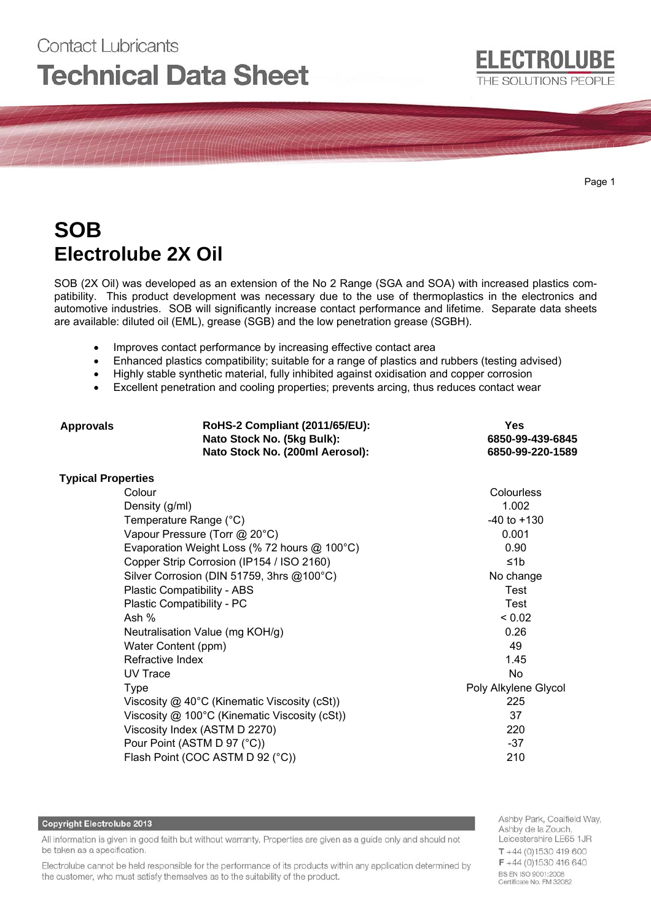Contact Lubricants

# Technical Data Sheet

ELECTROLUBE
THE SOLUTIONS PEOPLE

# SOB
## Electrolube 2X Oil

SOB (2X Oil) was developed as an extension of the No 2 Range (SGA and SOA) with increased plastics compatibility. This product development was necessary due to the use of thermoplastics in the electronics and automotive industries. SOB will significantly increase contact performance and lifetime. Separate data sheets are available: diluted oil (EML), grease (SGB) and the low penetration grease (SGBH).

- Improves contact performance by increasing effective contact area
- Enhanced plastics compatibility; suitable for a range of plastics and rubbers (testing advised)
- Highly stable synthetic material, fully inhibited against oxidisation and copper corrosion
- Excellent penetration and cooling properties; prevents arcing, thus reduces contact wear

| **Approvals** | | |
|---|---|---|
| | **RoHS-2 Compliant (2011/65/EU):** | **Yes** |
| | **Nato Stock No. (5kg Bulk):** | **6850-99-439-6845** |
| | **Nato Stock No. (200ml Aerosol):** | **6850-99-220-1589** |

**Typical Properties**

| Property | Value |
|---|---|
| Colour | Colourless |
| Density (g/ml) | 1.002 |
| Temperature Range (°C) | -40 to +130 |
| Vapour Pressure (Torr @ 20°C) | 0.001 |
| Evaporation Weight Loss (% 72 hours @ 100°C) | 0.90 |
| Copper Strip Corrosion (IP154 / ISO 2160) | ≤1b |
| Silver Corrosion (DIN 51759, 3hrs @100°C) | No change |
| Plastic Compatibility - ABS | Test |
| Plastic Compatibility - PC | Test |
| Ash % | < 0.02 |
| Neutralisation Value (mg KOH/g) | 0.26 |
| Water Content (ppm) | 49 |
| Refractive Index | 1.45 |
| UV Trace | No |
| Type | Poly Alkylene Glycol |
| Viscosity @ 40°C (Kinematic Viscosity (cSt)) | 225 |
| Viscosity @ 100°C (Kinematic Viscosity (cSt)) | 37 |
| Viscosity Index (ASTM D 2270) | 220 |
| Pour Point (ASTM D 97 (°C)) | -37 |
| Flash Point (COC ASTM D 92 (°C)) | 210 |

**Copyright Electrolube 2013**

All information is given in good faith but without warranty. Properties are given as a guide only and should not be taken as a specification.

Electrolube cannot be held responsible for the performance of its products within any application determined by the customer, who must satisfy themselves as to the suitability of the product.

Ashby Park, Coalfield Way,
Ashby de la Zouch,
Leicestershire LE65 1JR
T +44 (0)1530 419 600
F +44 (0)1530 416 640
BS EN ISO 9001:2008
Certificate No. FM 32082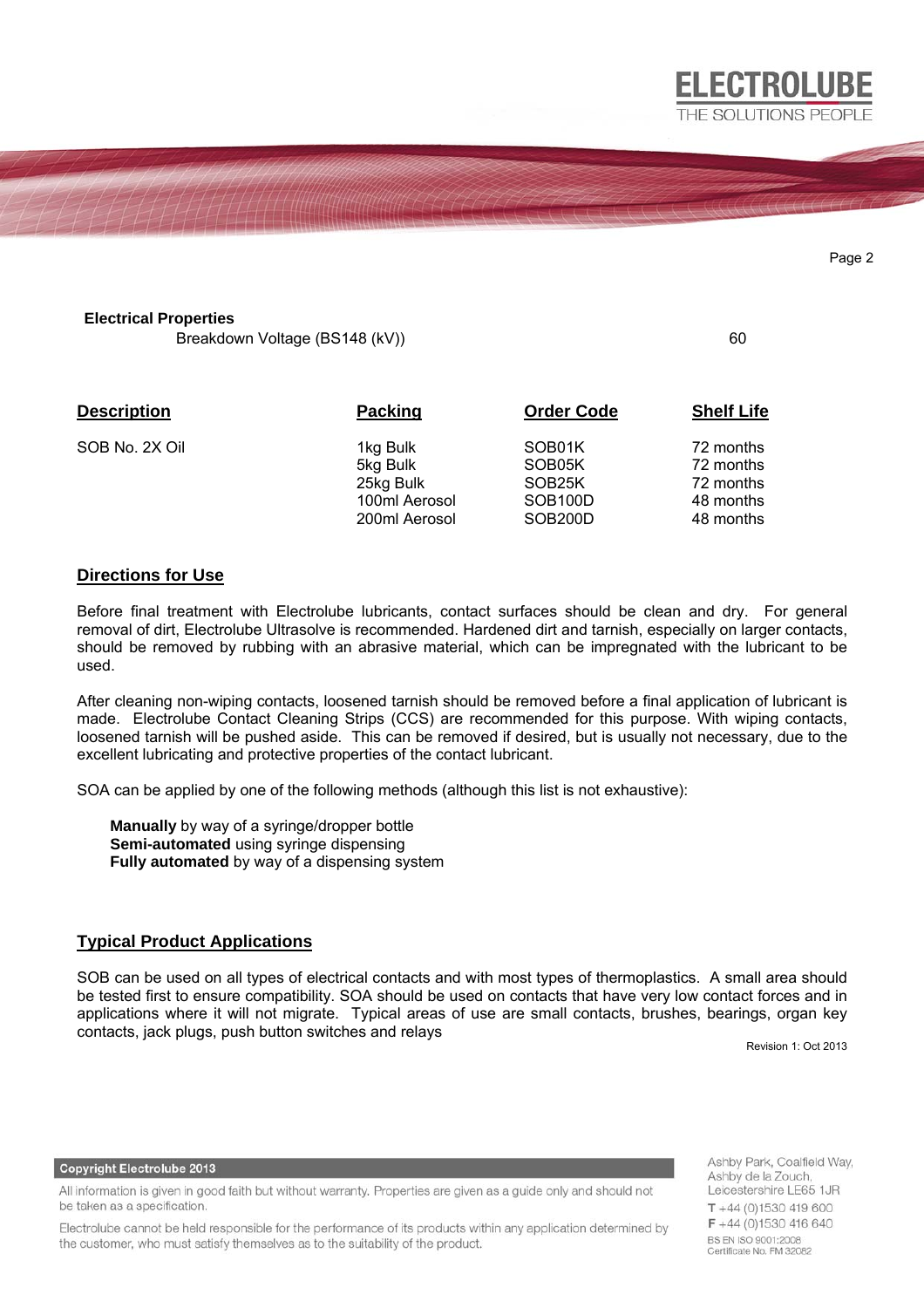**Electrical Properties**

| | |
|---|---|
| Breakdown Voltage (BS148 (kV)) | 60 |

| Description | Packing | Order Code | Shelf Life |
|---|---|---|---|
| SOB No. 2X Oil | 1kg Bulk | SOB01K | 72 months |
| | 5kg Bulk | SOB05K | 72 months |
| | 25kg Bulk | SOB25K | 72 months |
| | 100ml Aerosol | SOB100D | 48 months |
| | 200ml Aerosol | SOB200D | 48 months |

## Directions for Use

Before final treatment with Electrolube lubricants, contact surfaces should be clean and dry. For general removal of dirt, Electrolube Ultrasolve is recommended. Hardened dirt and tarnish, especially on larger contacts, should be removed by rubbing with an abrasive material, which can be impregnated with the lubricant to be used.

After cleaning non-wiping contacts, loosened tarnish should be removed before a final application of lubricant is made. Electrolube Contact Cleaning Strips (CCS) are recommended for this purpose. With wiping contacts, loosened tarnish will be pushed aside. This can be removed if desired, but is usually not necessary, due to the excellent lubricating and protective properties of the contact lubricant.

SOA can be applied by one of the following methods (although this list is not exhaustive):

**Manually** by way of a syringe/dropper bottle
**Semi-automated** using syringe dispensing
**Fully automated** by way of a dispensing system

## Typical Product Applications

SOB can be used on all types of electrical contacts and with most types of thermoplastics. A small area should be tested first to ensure compatibility. SOA should be used on contacts that have very low contact forces and in applications where it will not migrate. Typical areas of use are small contacts, brushes, bearings, organ key contacts, jack plugs, push button switches and relays

Revision 1: Oct 2013

**Copyright Electrolube 2013**

All information is given in good faith but without warranty. Properties are given as a guide only and should not be taken as a specification.

Electrolube cannot be held responsible for the performance of its products within any application determined by the customer, who must satisfy themselves as to the suitability of the product.

Ashby Park, Coalfield Way,
Ashby de la Zouch,
Leicestershire LE65 1JR
T +44 (0)1530 419 600
F +44 (0)1530 416 640
BS EN ISO 9001:2008
Certificate No. FM 32082